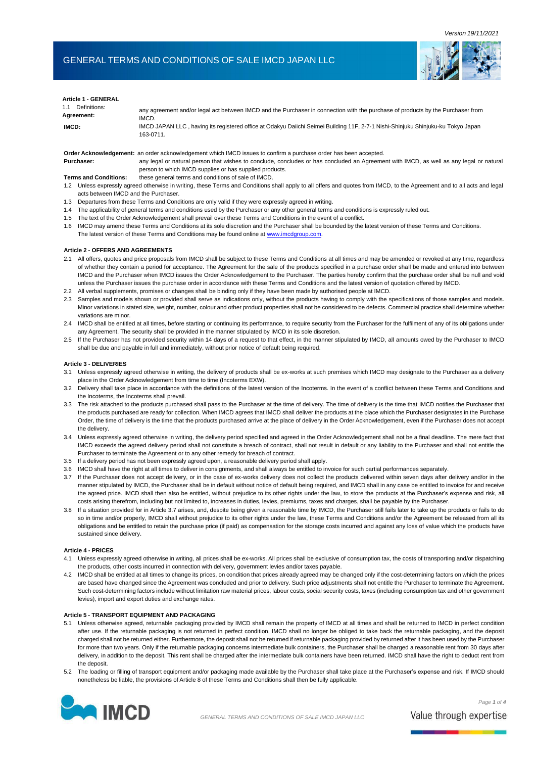Version 19/11/2021

# GENERAL TERMS AND CONDITIONS OF SALE IMCD JAPAN LLC

## Article 1 - GENERAL

1.1 Definitions:

**Agreement:** any agreement and/or legal act between IMCD and the Purchaser in connection with the purchase of products by the Purchaser from IMCD.

**IMCD:** IMCD JAPAN LLC , having its registered office at Odakyu Daiichi Seimei Building 11F, 2-7-1 Nishi-Shinjuku Shinjuku-ku Tokyo Japan 163-0711.

**Order Acknowledgement:** an order acknowledgement which IMCD issues to confirm a purchase order has been accepted.

**Purchaser:** any legal or natural person that wishes to conclude, concludes or has concluded an Agreement with IMCD, as well as any legal or natural person to which IMCD supplies or has supplied products.

**Terms and Conditions:** these general terms and conditions of sale of IMCD.

1.2 Unless expressly agreed otherwise in writing, these Terms and Conditions shall apply to all offers and quotes from IMCD, to the Agreement and to all acts and legal acts between IMCD and the Purchaser.

1.3 Departures from these Terms and Conditions are only valid if they were expressly agreed in writing.

1.4 The applicability of general terms and conditions used by the Purchaser or any other general terms and conditions is expressly ruled out.

1.5 The text of the Order Acknowledgement shall prevail over these Terms and Conditions in the event of a conflict.

1.6 IMCD may amend these Terms and Conditions at its sole discretion and the Purchaser shall be bounded by the latest version of these Terms and Conditions. The latest version of these Terms and Conditions may be found online at www.imcdgroup.com.

## Article 2 - OFFERS AND AGREEMENTS

2.1 All offers, quotes and price proposals from IMCD shall be subject to these Terms and Conditions at all times and may be amended or revoked at any time, regardless of whether they contain a period for acceptance. The Agreement for the sale of the products specified in a purchase order shall be made and entered into between IMCD and the Purchaser when IMCD issues the Order Acknowledgement to the Purchaser. The parties hereby confirm that the purchase order shall be null and void unless the Purchaser issues the purchase order in accordance with these Terms and Conditions and the latest version of quotation offered by IMCD.

2.2 All verbal supplements, promises or changes shall be binding only if they have been made by authorised people at IMCD.

2.3 Samples and models shown or provided shall serve as indications only, without the products having to comply with the specifications of those samples and models. Minor variations in stated size, weight, number, colour and other product properties shall not be considered to be defects. Commercial practice shall determine whether variations are minor.

2.4 IMCD shall be entitled at all times, before starting or continuing its performance, to require security from the Purchaser for the fulfilment of any of its obligations under any Agreement. The security shall be provided in the manner stipulated by IMCD in its sole discretion.

2.5 If the Purchaser has not provided security within 14 days of a request to that effect, in the manner stipulated by IMCD, all amounts owed by the Purchaser to IMCD shall be due and payable in full and immediately, without prior notice of default being required.

## Article 3 - DELIVERIES

3.1 Unless expressly agreed otherwise in writing, the delivery of products shall be ex-works at such premises which IMCD may designate to the Purchaser as a delivery place in the Order Acknowledgement from time to time (Incoterms EXW).

3.2 Delivery shall take place in accordance with the definitions of the latest version of the Incoterms. In the event of a conflict between these Terms and Conditions and the Incoterms, the Incoterms shall prevail.

3.3 The risk attached to the products purchased shall pass to the Purchaser at the time of delivery. The time of delivery is the time that IMCD notifies the Purchaser that the products purchased are ready for collection. When IMCD agrees that IMCD shall deliver the products at the place which the Purchaser designates in the Purchase Order, the time of delivery is the time that the products purchased arrive at the place of delivery in the Order Acknowledgement, even if the Purchaser does not accept the delivery.

3.4 Unless expressly agreed otherwise in writing, the delivery period specified and agreed in the Order Acknowledgement shall not be a final deadline. The mere fact that IMCD exceeds the agreed delivery period shall not constitute a breach of contract, shall not result in default or any liability to the Purchaser and shall not entitle the Purchaser to terminate the Agreement or to any other remedy for breach of contract.

3.5 If a delivery period has not been expressly agreed upon, a reasonable delivery period shall apply.

3.6 IMCD shall have the right at all times to deliver in consignments, and shall always be entitled to invoice for such partial performances separately.

3.7 If the Purchaser does not accept delivery, or in the case of ex-works delivery does not collect the products delivered within seven days after delivery and/or in the manner stipulated by IMCD, the Purchaser shall be in default without notice of default being required, and IMCD shall in any case be entitled to invoice for and receive the agreed price. IMCD shall then also be entitled, without prejudice to its other rights under the law, to store the products at the Purchaser's expense and risk, all costs arising therefrom, including but not limited to, increases in duties, levies, premiums, taxes and charges, shall be payable by the Purchaser.

3.8 If a situation provided for in Article 3.7 arises, and, despite being given a reasonable time by IMCD, the Purchaser still fails later to take up the products or fails to do so in time and/or properly, IMCD shall without prejudice to its other rights under the law, these Terms and Conditions and/or the Agreement be released from all its obligations and be entitled to retain the purchase price (if paid) as compensation for the storage costs incurred and against any loss of value which the products have sustained since delivery.

## Article 4 - PRICES

4.1 Unless expressly agreed otherwise in writing, all prices shall be ex-works. All prices shall be exclusive of consumption tax, the costs of transporting and/or dispatching the products, other costs incurred in connection with delivery, government levies and/or taxes payable.

4.2 IMCD shall be entitled at all times to change its prices, on condition that prices already agreed may be changed only if the cost-determining factors on which the prices are based have changed since the Agreement was concluded and prior to delivery. Such price adjustments shall not entitle the Purchaser to terminate the Agreement. Such cost-determining factors include without limitation raw material prices, labour costs, social security costs, taxes (including consumption tax and other government levies), import and export duties and exchange rates.

## Article 5 - TRANSPORT EQUIPMENT AND PACKAGING

5.1 Unless otherwise agreed, returnable packaging provided by IMCD shall remain the property of IMCD at all times and shall be returned to IMCD in perfect condition after use. If the returnable packaging is not returned in perfect condition, IMCD shall no longer be obliged to take back the returnable packaging, and the deposit charged shall not be returned either. Furthermore, the deposit shall not be returned if returnable packaging provided by returned after it has been used by the Purchaser for more than two years. Only if the returnable packaging concerns intermediate bulk containers, the Purchaser shall be charged a reasonable rent from 30 days after delivery, in addition to the deposit. This rent shall be charged after the intermediate bulk containers have been returned. IMCD shall have the right to deduct rent from the deposit.

5.2 The loading or filling of transport equipment and/or packaging made available by the Purchaser shall take place at the Purchaser's expense and risk. If IMCD should nonetheless be liable, the provisions of Article 8 of these Terms and Conditions shall then be fully applicable.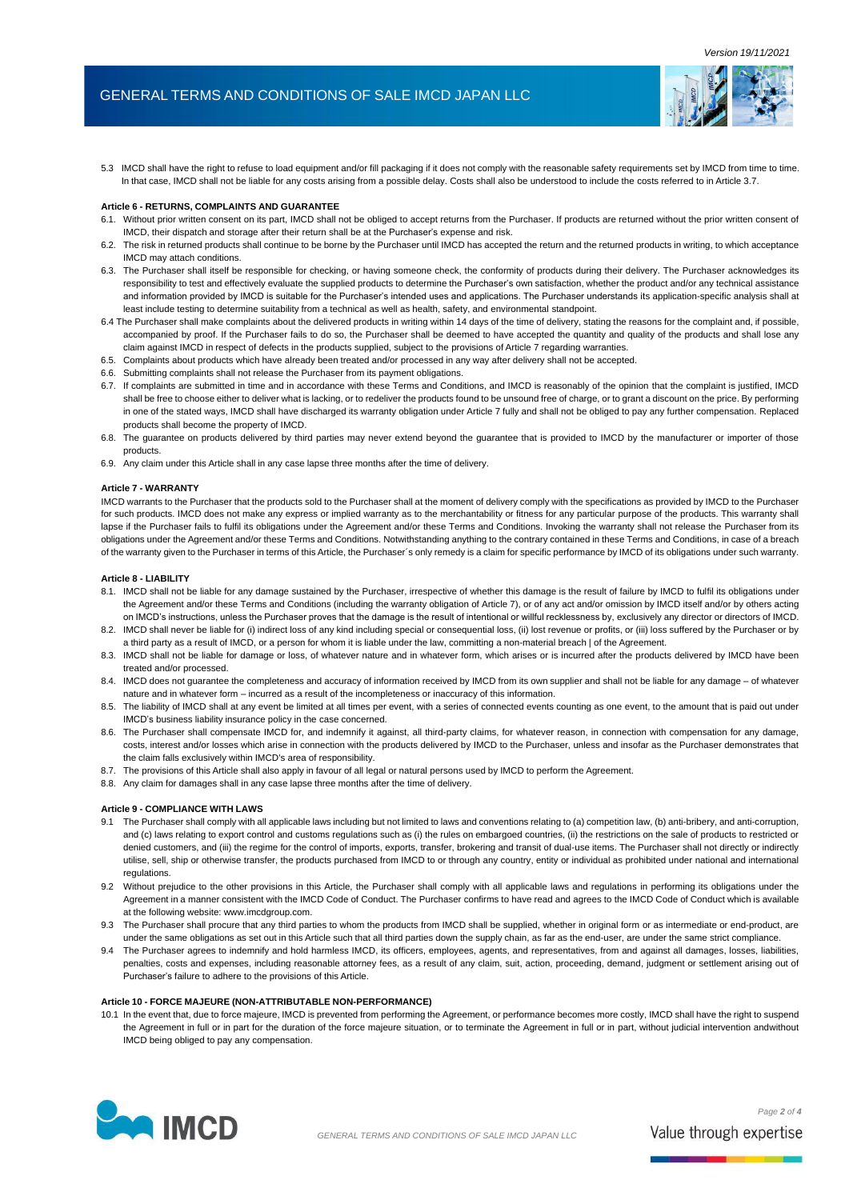5.3 IMCD shall have the right to refuse to load equipment and/or fill packaging if it does not comply with the reasonable safety requirements set by IMCD from time to time. In that case, IMCD shall not be liable for any costs arising from a possible delay. Costs shall also be understood to include the costs referred to in Article 3.7.

**Article 6 - RETURNS, COMPLAINTS AND GUARANTEE**

6.1. Without prior written consent on its part, IMCD shall not be obliged to accept returns from the Purchaser. If products are returned without the prior written consent of IMCD, their dispatch and storage after their return shall be at the Purchaser's expense and risk.

6.2. The risk in returned products shall continue to be borne by the Purchaser until IMCD has accepted the return and the returned products in writing, to which acceptance IMCD may attach conditions.

6.3. The Purchaser shall itself be responsible for checking, or having someone check, the conformity of products during their delivery. The Purchaser acknowledges its responsibility to test and effectively evaluate the supplied products to determine the Purchaser's own satisfaction, whether the product and/or any technical assistance and information provided by IMCD is suitable for the Purchaser's intended uses and applications. The Purchaser understands its application-specific analysis shall at least include testing to determine suitability from a technical as well as health, safety, and environmental standpoint.

6.4 The Purchaser shall make complaints about the delivered products in writing within 14 days of the time of delivery, stating the reasons for the complaint and, if possible, accompanied by proof. If the Purchaser fails to do so, the Purchaser shall be deemed to have accepted the quantity and quality of the products and shall lose any claim against IMCD in respect of defects in the products supplied, subject to the provisions of Article 7 regarding warranties.

6.5. Complaints about products which have already been treated and/or processed in any way after delivery shall not be accepted.

6.6. Submitting complaints shall not release the Purchaser from its payment obligations.

6.7. If complaints are submitted in time and in accordance with these Terms and Conditions, and IMCD is reasonably of the opinion that the complaint is justified, IMCD shall be free to choose either to deliver what is lacking, or to redeliver the products found to be unsound free of charge, or to grant a discount on the price. By performing in one of the stated ways, IMCD shall have discharged its warranty obligation under Article 7 fully and shall not be obliged to pay any further compensation. Replaced products shall become the property of IMCD.

6.8. The guarantee on products delivered by third parties may never extend beyond the guarantee that is provided to IMCD by the manufacturer or importer of those products.

6.9. Any claim under this Article shall in any case lapse three months after the time of delivery.

**Article 7 - WARRANTY**

IMCD warrants to the Purchaser that the products sold to the Purchaser shall at the moment of delivery comply with the specifications as provided by IMCD to the Purchaser for such products. IMCD does not make any express or implied warranty as to the merchantability or fitness for any particular purpose of the products. This warranty shall lapse if the Purchaser fails to fulfil its obligations under the Agreement and/or these Terms and Conditions. Invoking the warranty shall not release the Purchaser from its obligations under the Agreement and/or these Terms and Conditions. Notwithstanding anything to the contrary contained in these Terms and Conditions, in case of a breach of the warranty given to the Purchaser in terms of this Article, the Purchaser´s only remedy is a claim for specific performance by IMCD of its obligations under such warranty.

**Article 8 - LIABILITY**

8.1. IMCD shall not be liable for any damage sustained by the Purchaser, irrespective of whether this damage is the result of failure by IMCD to fulfil its obligations under the Agreement and/or these Terms and Conditions (including the warranty obligation of Article 7), or of any act and/or omission by IMCD itself and/or by others acting on IMCD's instructions, unless the Purchaser proves that the damage is the result of intentional or willful recklessness by, exclusively any director or directors of IMCD.

8.2. IMCD shall never be liable for (i) indirect loss of any kind including special or consequential loss, (ii) lost revenue or profits, or (iii) loss suffered by the Purchaser or by a third party as a result of IMCD, or a person for whom it is liable under the law, committing a non-material breach | of the Agreement.

8.3. IMCD shall not be liable for damage or loss, of whatever nature and in whatever form, which arises or is incurred after the products delivered by IMCD have been treated and/or processed.

8.4. IMCD does not guarantee the completeness and accuracy of information received by IMCD from its own supplier and shall not be liable for any damage – of whatever nature and in whatever form – incurred as a result of the incompleteness or inaccuracy of this information.

8.5. The liability of IMCD shall at any event be limited at all times per event, with a series of connected events counting as one event, to the amount that is paid out under IMCD's business liability insurance policy in the case concerned.

8.6. The Purchaser shall compensate IMCD for, and indemnify it against, all third-party claims, for whatever reason, in connection with compensation for any damage, costs, interest and/or losses which arise in connection with the products delivered by IMCD to the Purchaser, unless and insofar as the Purchaser demonstrates that the claim falls exclusively within IMCD's area of responsibility.

8.7. The provisions of this Article shall also apply in favour of all legal or natural persons used by IMCD to perform the Agreement.

8.8. Any claim for damages shall in any case lapse three months after the time of delivery.

**Article 9 - COMPLIANCE WITH LAWS**

9.1 The Purchaser shall comply with all applicable laws including but not limited to laws and conventions relating to (a) competition law, (b) anti-bribery, and anti-corruption, and (c) laws relating to export control and customs regulations such as (i) the rules on embargoed countries, (ii) the restrictions on the sale of products to restricted or denied customers, and (iii) the regime for the control of imports, exports, transfer, brokering and transit of dual-use items. The Purchaser shall not directly or indirectly utilise, sell, ship or otherwise transfer, the products purchased from IMCD to or through any country, entity or individual as prohibited under national and international regulations.

9.2 Without prejudice to the other provisions in this Article, the Purchaser shall comply with all applicable laws and regulations in performing its obligations under the Agreement in a manner consistent with the IMCD Code of Conduct. The Purchaser confirms to have read and agrees to the IMCD Code of Conduct which is available at the following website: www.imcdgroup.com.

9.3 The Purchaser shall procure that any third parties to whom the products from IMCD shall be supplied, whether in original form or as intermediate or end-product, are under the same obligations as set out in this Article such that all third parties down the supply chain, as far as the end-user, are under the same strict compliance.

9.4 The Purchaser agrees to indemnify and hold harmless IMCD, its officers, employees, agents, and representatives, from and against all damages, losses, liabilities, penalties, costs and expenses, including reasonable attorney fees, as a result of any claim, suit, action, proceeding, demand, judgment or settlement arising out of Purchaser's failure to adhere to the provisions of this Article.

**Article 10 - FORCE MAJEURE (NON-ATTRIBUTABLE NON-PERFORMANCE)**

10.1 In the event that, due to force majeure, IMCD is prevented from performing the Agreement, or performance becomes more costly, IMCD shall have the right to suspend the Agreement in full or in part for the duration of the force majeure situation, or to terminate the Agreement in full or in part, without judicial intervention andwithout IMCD being obliged to pay any compensation.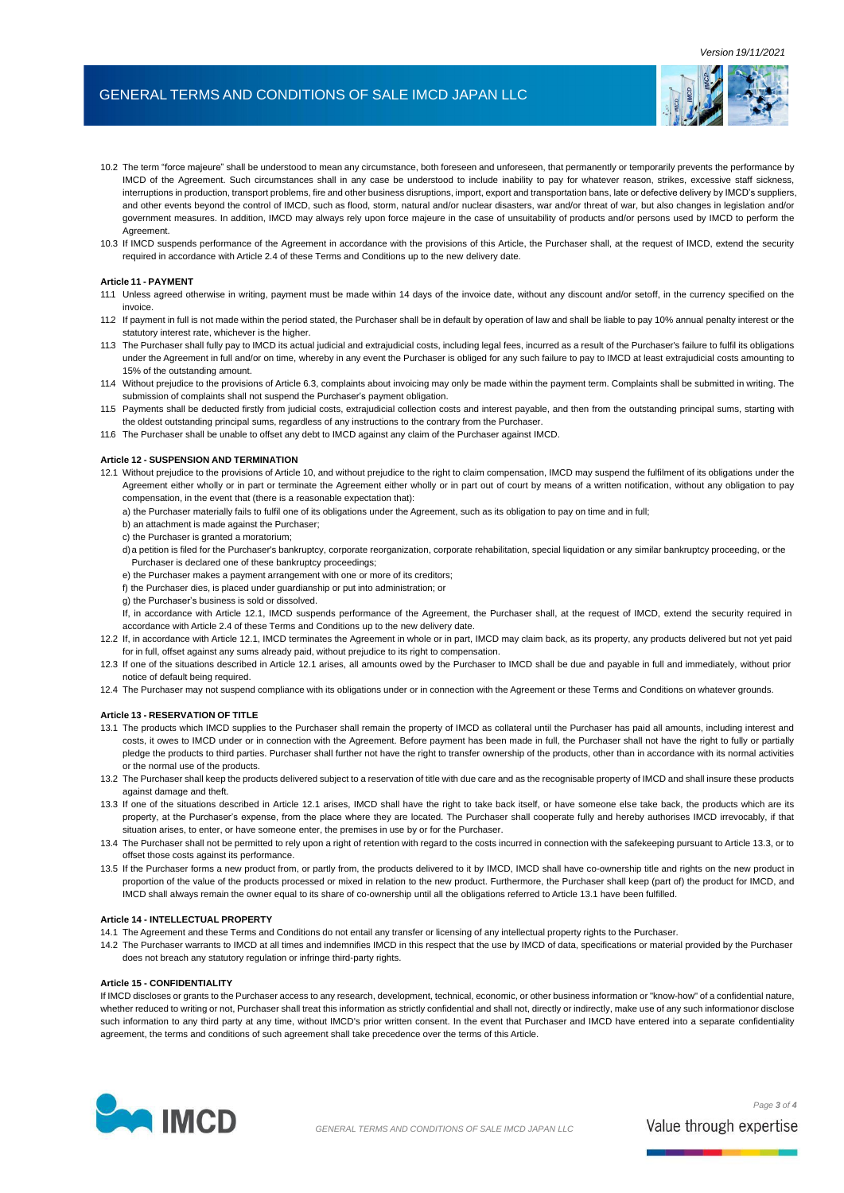10.2 The term "force majeure" shall be understood to mean any circumstance, both foreseen and unforeseen, that permanently or temporarily prevents the performance by IMCD of the Agreement. Such circumstances shall in any case be understood to include inability to pay for whatever reason, strikes, excessive staff sickness, interruptions in production, transport problems, fire and other business disruptions, import, export and transportation bans, late or defective delivery by IMCD's suppliers, and other events beyond the control of IMCD, such as flood, storm, natural and/or nuclear disasters, war and/or threat of war, but also changes in legislation and/or government measures. In addition, IMCD may always rely upon force majeure in the case of unsuitability of products and/or persons used by IMCD to perform the Agreement.

10.3 If IMCD suspends performance of the Agreement in accordance with the provisions of this Article, the Purchaser shall, at the request of IMCD, extend the security required in accordance with Article 2.4 of these Terms and Conditions up to the new delivery date.

**Article 11 - PAYMENT**

11.1 Unless agreed otherwise in writing, payment must be made within 14 days of the invoice date, without any discount and/or setoff, in the currency specified on the invoice.

11.2 If payment in full is not made within the period stated, the Purchaser shall be in default by operation of law and shall be liable to pay 10% annual penalty interest or the statutory interest rate, whichever is the higher.

11.3 The Purchaser shall fully pay to IMCD its actual judicial and extrajudicial costs, including legal fees, incurred as a result of the Purchaser's failure to fulfil its obligations under the Agreement in full and/or on time, whereby in any event the Purchaser is obliged for any such failure to pay to IMCD at least extrajudicial costs amounting to 15% of the outstanding amount.

11.4 Without prejudice to the provisions of Article 6.3, complaints about invoicing may only be made within the payment term. Complaints shall be submitted in writing. The submission of complaints shall not suspend the Purchaser's payment obligation.

11.5 Payments shall be deducted firstly from judicial costs, extrajudicial collection costs and interest payable, and then from the outstanding principal sums, starting with the oldest outstanding principal sums, regardless of any instructions to the contrary from the Purchaser.

11.6 The Purchaser shall be unable to offset any debt to IMCD against any claim of the Purchaser against IMCD.

**Article 12 - SUSPENSION AND TERMINATION**

12.1 Without prejudice to the provisions of Article 10, and without prejudice to the right to claim compensation, IMCD may suspend the fulfilment of its obligations under the Agreement either wholly or in part or terminate the Agreement either wholly or in part out of court by means of a written notification, without any obligation to pay compensation, in the event that (there is a reasonable expectation that):

a) the Purchaser materially fails to fulfil one of its obligations under the Agreement, such as its obligation to pay on time and in full;

b) an attachment is made against the Purchaser;

c) the Purchaser is granted a moratorium;

d) a petition is filed for the Purchaser's bankruptcy, corporate reorganization, corporate rehabilitation, special liquidation or any similar bankruptcy proceeding, or the Purchaser is declared one of these bankruptcy proceedings;

e) the Purchaser makes a payment arrangement with one or more of its creditors;

f) the Purchaser dies, is placed under guardianship or put into administration; or

g) the Purchaser's business is sold or dissolved.

If, in accordance with Article 12.1, IMCD suspends performance of the Agreement, the Purchaser shall, at the request of IMCD, extend the security required in accordance with Article 2.4 of these Terms and Conditions up to the new delivery date.

12.2 If, in accordance with Article 12.1, IMCD terminates the Agreement in whole or in part, IMCD may claim back, as its property, any products delivered but not yet paid for in full, offset against any sums already paid, without prejudice to its right to compensation.

12.3 If one of the situations described in Article 12.1 arises, all amounts owed by the Purchaser to IMCD shall be due and payable in full and immediately, without prior notice of default being required.

12.4 The Purchaser may not suspend compliance with its obligations under or in connection with the Agreement or these Terms and Conditions on whatever grounds.

**Article 13 - RESERVATION OF TITLE**

13.1 The products which IMCD supplies to the Purchaser shall remain the property of IMCD as collateral until the Purchaser has paid all amounts, including interest and costs, it owes to IMCD under or in connection with the Agreement. Before payment has been made in full, the Purchaser shall not have the right to fully or partially pledge the products to third parties. Purchaser shall further not have the right to transfer ownership of the products, other than in accordance with its normal activities or the normal use of the products.

13.2 The Purchaser shall keep the products delivered subject to a reservation of title with due care and as the recognisable property of IMCD and shall insure these products against damage and theft.

13.3 If one of the situations described in Article 12.1 arises, IMCD shall have the right to take back itself, or have someone else take back, the products which are its property, at the Purchaser's expense, from the place where they are located. The Purchaser shall cooperate fully and hereby authorises IMCD irrevocably, if that situation arises, to enter, or have someone enter, the premises in use by or for the Purchaser.

13.4 The Purchaser shall not be permitted to rely upon a right of retention with regard to the costs incurred in connection with the safekeeping pursuant to Article 13.3, or to offset those costs against its performance.

13.5 If the Purchaser forms a new product from, or partly from, the products delivered to it by IMCD, IMCD shall have co-ownership title and rights on the new product in proportion of the value of the products processed or mixed in relation to the new product. Furthermore, the Purchaser shall keep (part of) the product for IMCD, and IMCD shall always remain the owner equal to its share of co-ownership until all the obligations referred to Article 13.1 have been fulfilled.

**Article 14 - INTELLECTUAL PROPERTY**

14.1 The Agreement and these Terms and Conditions do not entail any transfer or licensing of any intellectual property rights to the Purchaser.

14.2 The Purchaser warrants to IMCD at all times and indemnifies IMCD in this respect that the use by IMCD of data, specifications or material provided by the Purchaser does not breach any statutory regulation or infringe third-party rights.

**Article 15 - CONFIDENTIALITY**

If IMCD discloses or grants to the Purchaser access to any research, development, technical, economic, or other business information or "know-how" of a confidential nature, whether reduced to writing or not, Purchaser shall treat this information as strictly confidential and shall not, directly or indirectly, make use of any such informationor disclose such information to any third party at any time, without IMCD's prior written consent. In the event that Purchaser and IMCD have entered into a separate confidentiality agreement, the terms and conditions of such agreement shall take precedence over the terms of this Article.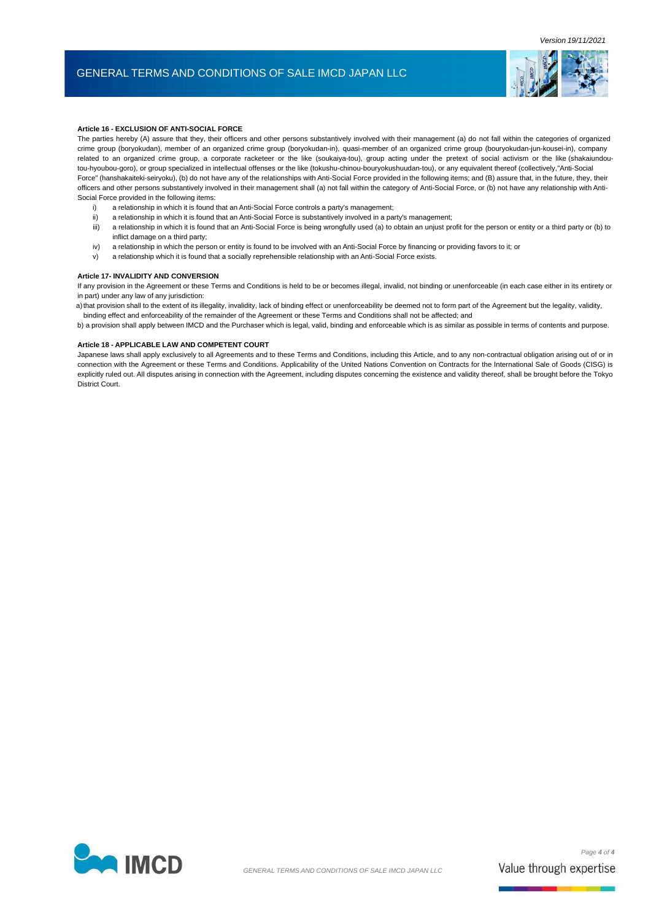### Article 16 - EXCLUSION OF ANTI-SOCIAL FORCE

The parties hereby (A) assure that they, their officers and other persons substantively involved with their management (a) do not fall within the categories of organized crime group (boryokudan), member of an organized crime group (boryokudan-in), quasi-member of an organized crime group (bouryokudan-jun-kousei-in), company related to an organized crime group, a corporate racketeer or the like (soukaiya-tou), group acting under the pretext of social activism or the like (shakaiundou-tou-hyoubou-goro), or group specialized in intellectual offenses or the like (tokushu-chinou-bouryokushuudan-tou), or any equivalent thereof (collectively,"Anti-Social Force" (hanshakaiteki-seiryoku), (b) do not have any of the relationships with Anti-Social Force provided in the following items; and (B) assure that, in the future, they, their officers and other persons substantively involved in their management shall (a) not fall within the category of Anti-Social Force, or (b) not have any relationship with Anti-Social Force provided in the following items:

- i) a relationship in which it is found that an Anti-Social Force controls a party's management;
- ii) a relationship in which it is found that an Anti-Social Force is substantively involved in a party's management;
- iii) a relationship in which it is found that an Anti-Social Force is being wrongfully used (a) to obtain an unjust profit for the person or entity or a third party or (b) to inflict damage on a third party;
- iv) a relationship in which the person or entity is found to be involved with an Anti-Social Force by financing or providing favors to it; or
- v) a relationship which it is found that a socially reprehensible relationship with an Anti-Social Force exists.

### Article 17- INVALIDITY AND CONVERSION

If any provision in the Agreement or these Terms and Conditions is held to be or becomes illegal, invalid, not binding or unenforceable (in each case either in its entirety or in part) under any law of any jurisdiction:

a) that provision shall to the extent of its illegality, invalidity, lack of binding effect or unenforceability be deemed not to form part of the Agreement but the legality, validity, binding effect and enforceability of the remainder of the Agreement or these Terms and Conditions shall not be affected; and

b) a provision shall apply between IMCD and the Purchaser which is legal, valid, binding and enforceable which is as similar as possible in terms of contents and purpose.

### Article 18 - APPLICABLE LAW AND COMPETENT COURT

Japanese laws shall apply exclusively to all Agreements and to these Terms and Conditions, including this Article, and to any non-contractual obligation arising out of or in connection with the Agreement or these Terms and Conditions. Applicability of the United Nations Convention on Contracts for the International Sale of Goods (CISG) is explicitly ruled out. All disputes arising in connection with the Agreement, including disputes concerning the existence and validity thereof, shall be brought before the Tokyo District Court.